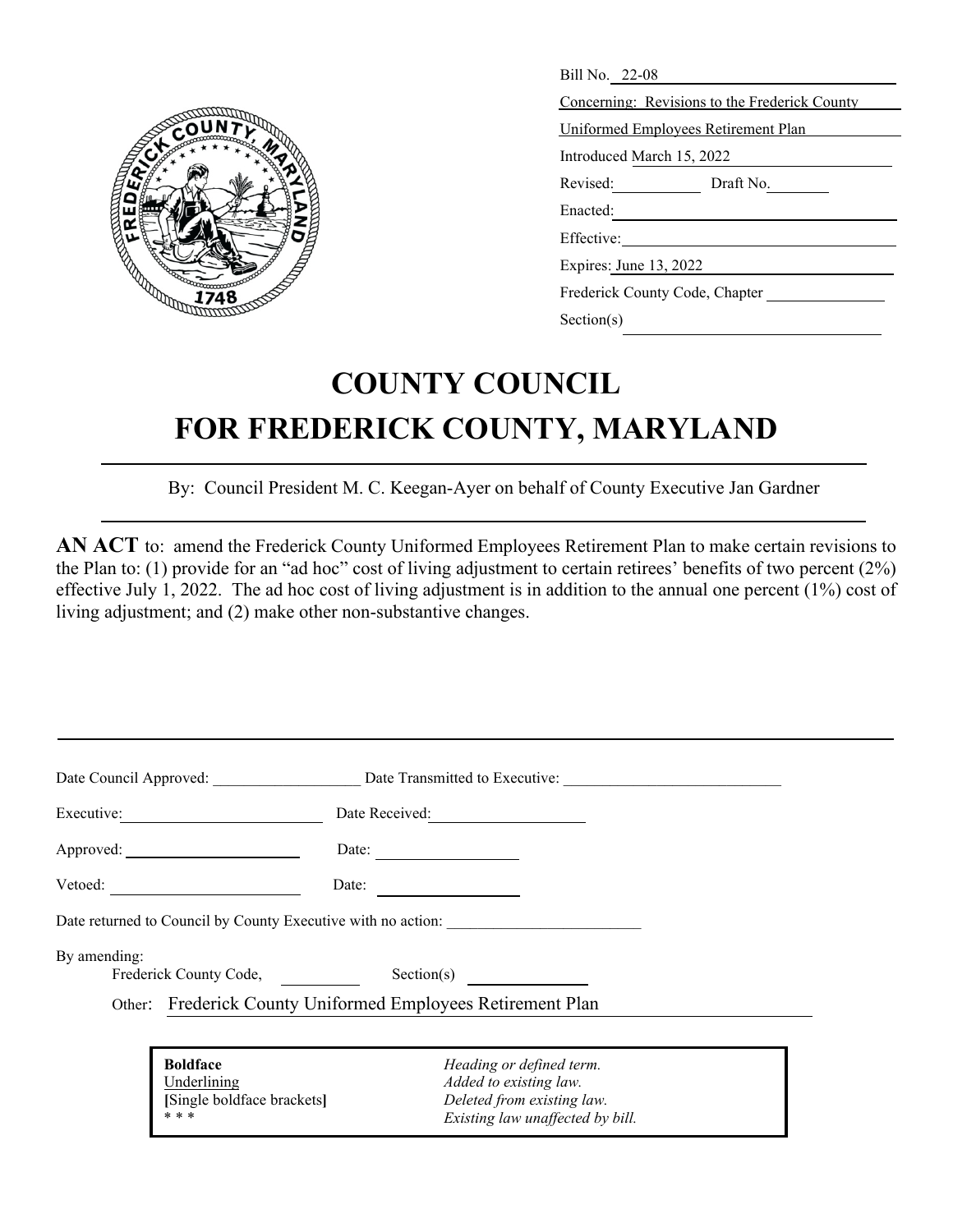Bill No. 22-08

Concerning: Revisions to the Frederick County Uniformed Employees Retirement Plan

Introduced March 15, 2022

Revised: Draft No.

Enacted:

Effective:

Expires: June 13, 2022

Frederick County Code, Chapter

Section(s)

# COUNTY COUNCIL
# FOR FREDERICK COUNTY, MARYLAND

By: Council President M. C. Keegan-Ayer on behalf of County Executive Jan Gardner

**AN ACT** to: amend the Frederick County Uniformed Employees Retirement Plan to make certain revisions to the Plan to: (1) provide for an "ad hoc" cost of living adjustment to certain retirees' benefits of two percent (2%) effective July 1, 2022. The ad hoc cost of living adjustment is in addition to the annual one percent (1%) cost of living adjustment; and (2) make other non-substantive changes.

---

Date Council Approved: ____________ Date Transmitted to Executive: ____________

Executive: ____________ Date Received: ____________

Approved: ____________ Date: ____________

Vetoed: ____________ Date: ____________

Date returned to Council by County Executive with no action: ____________

By amending:
Frederick County Code, ________ Section(s) ________

Other: Frederick County Uniformed Employees Retirement Plan

| | |
|---|---|
| **Boldface** | *Heading or defined term.* |
| Underlining | *Added to existing law.* |
| **[**Single boldface brackets**]** | *Deleted from existing law.* |
| * * * | *Existing law unaffected by bill.* |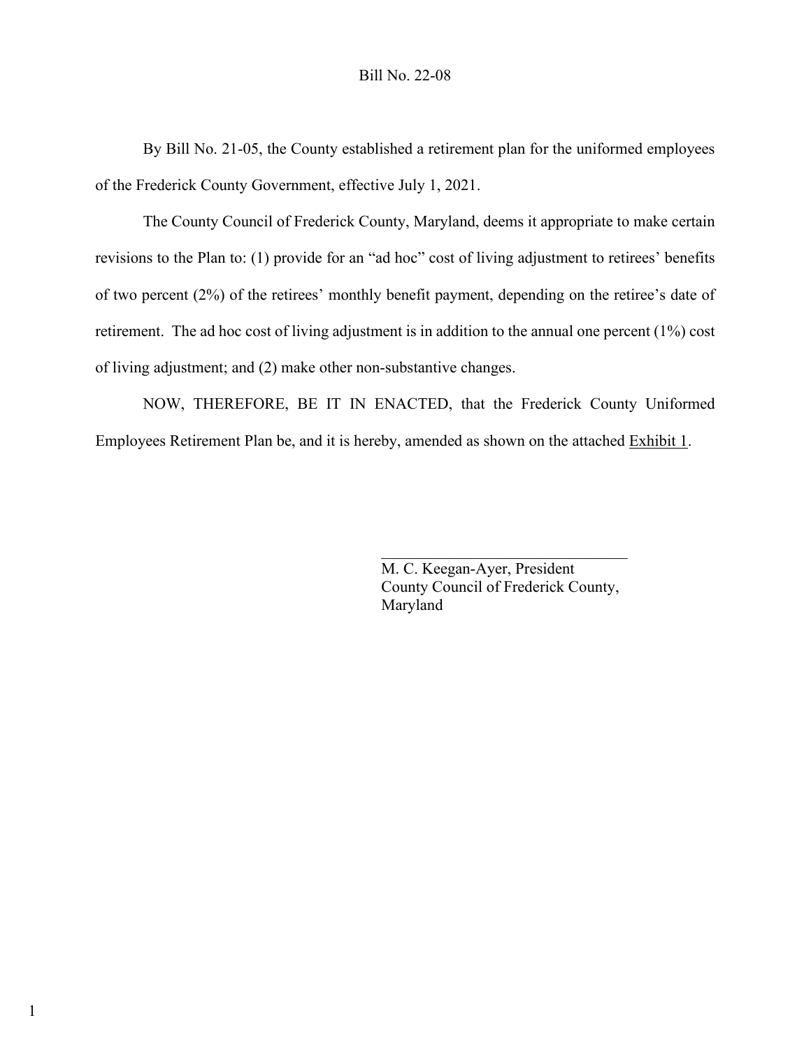Bill No. 22-08

By Bill No. 21-05, the County established a retirement plan for the uniformed employees of the Frederick County Government, effective July 1, 2021.

The County Council of Frederick County, Maryland, deems it appropriate to make certain revisions to the Plan to: (1) provide for an "ad hoc" cost of living adjustment to retirees' benefits of two percent (2%) of the retirees' monthly benefit payment, depending on the retiree's date of retirement. The ad hoc cost of living adjustment is in addition to the annual one percent (1%) cost of living adjustment; and (2) make other non-substantive changes.

NOW, THEREFORE, BE IT IN ENACTED, that the Frederick County Uniformed Employees Retirement Plan be, and it is hereby, amended as shown on the attached Exhibit 1.

\_\_\_\_\_\_\_\_\_\_\_\_\_\_\_\_\_\_\_\_\_\_\_\_\_\_\_\_\_\_\_\_

M. C. Keegan-Ayer, President
County Council of Frederick County, Maryland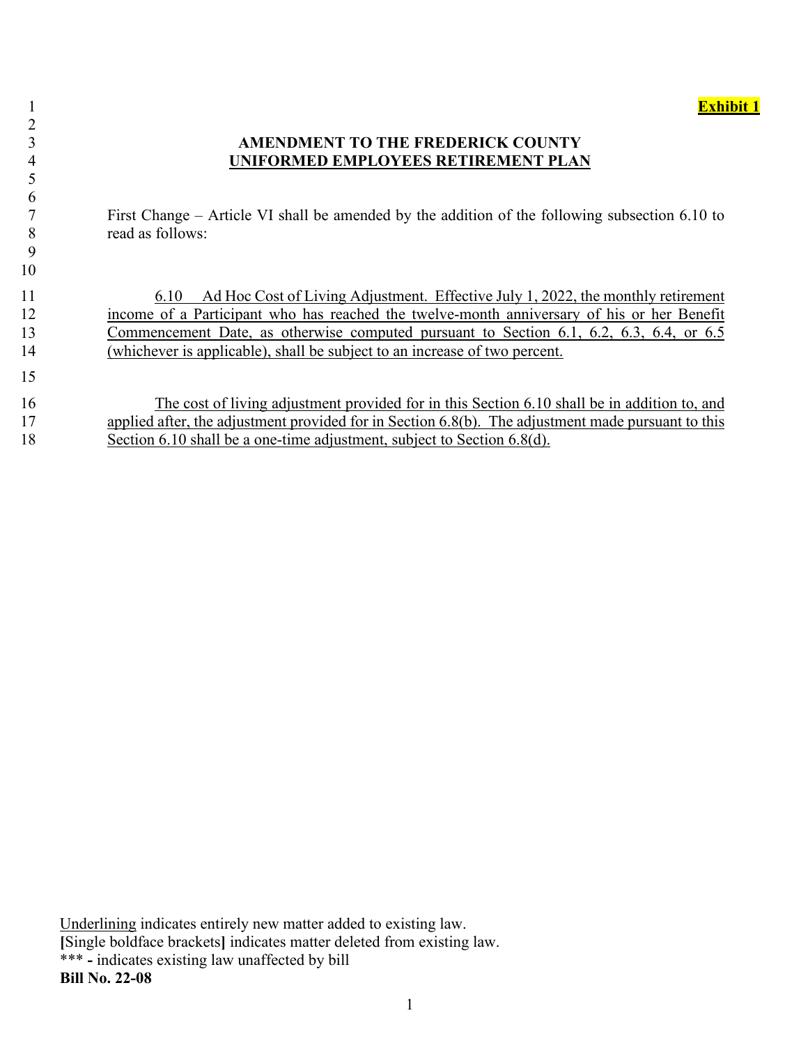**Exhibit 1**

**AMENDMENT TO THE FREDERICK COUNTY**
**UNIFORMED EMPLOYEES RETIREMENT PLAN**

First Change – Article VI shall be amended by the addition of the following subsection 6.10 to read as follows:

6.10 Ad Hoc Cost of Living Adjustment. Effective July 1, 2022, the monthly retirement income of a Participant who has reached the twelve-month anniversary of his or her Benefit Commencement Date, as otherwise computed pursuant to Section 6.1, 6.2, 6.3, 6.4, or 6.5 (whichever is applicable), shall be subject to an increase of two percent.

The cost of living adjustment provided for in this Section 6.10 shall be in addition to, and applied after, the adjustment provided for in Section 6.8(b). The adjustment made pursuant to this Section 6.10 shall be a one-time adjustment, subject to Section 6.8(d).

Underlining indicates entirely new matter added to existing law.
**[**Single boldface brackets**]** indicates matter deleted from existing law.
*** - indicates existing law unaffected by bill
**Bill No. 22-08**